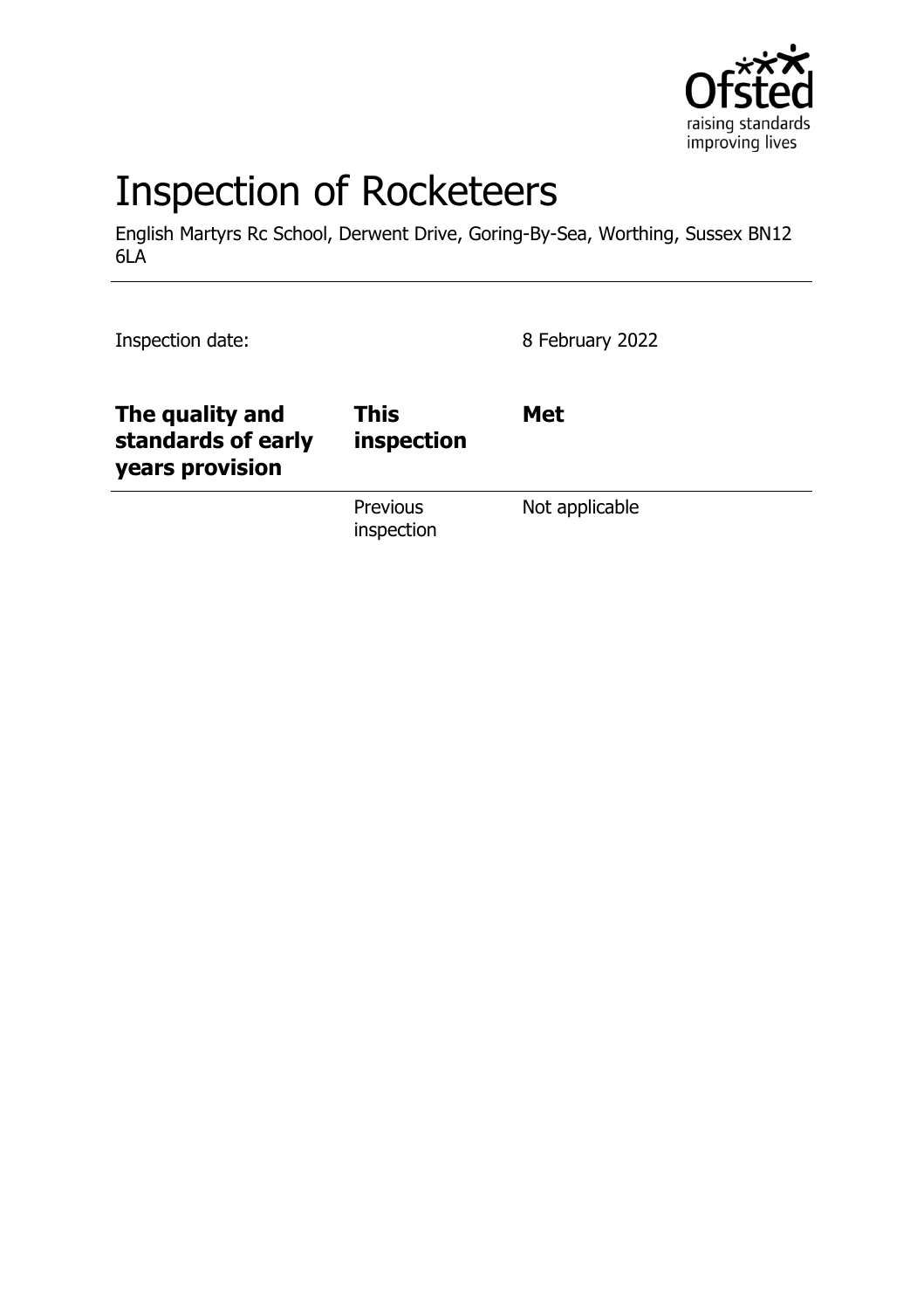# Inspection of Rocketeers

English Martyrs Rc School, Derwent Drive, Goring-By-Sea, Worthing, Sussex BN12 6LA

Inspection date: 8 February 2022

| **The quality and standards of early years provision** | **This inspection** | **Met** |
| --- | --- | --- |
| | Previous inspection | Not applicable |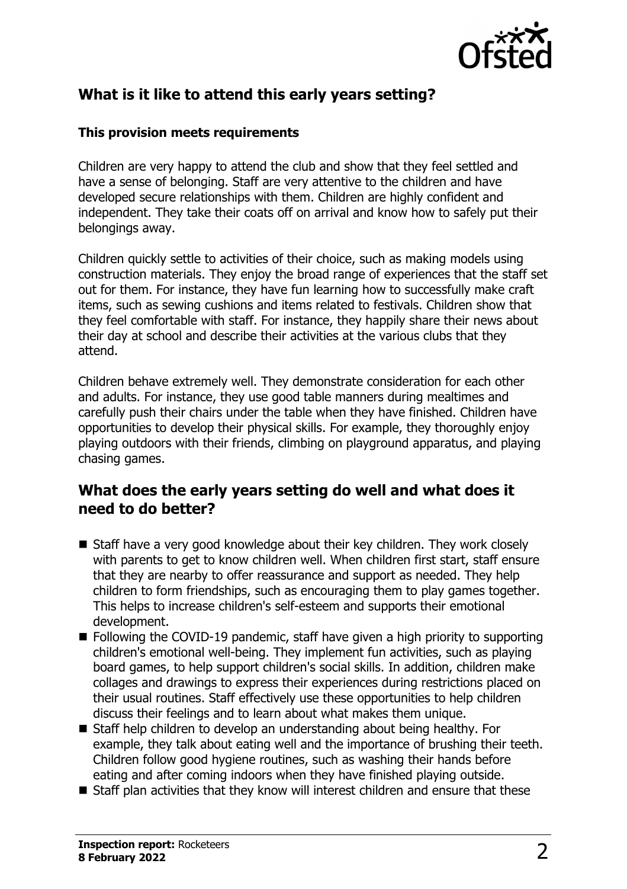## What is it like to attend this early years setting?

### This provision meets requirements

Children are very happy to attend the club and show that they feel settled and have a sense of belonging. Staff are very attentive to the children and have developed secure relationships with them. Children are highly confident and independent. They take their coats off on arrival and know how to safely put their belongings away.

Children quickly settle to activities of their choice, such as making models using construction materials. They enjoy the broad range of experiences that the staff set out for them. For instance, they have fun learning how to successfully make craft items, such as sewing cushions and items related to festivals. Children show that they feel comfortable with staff. For instance, they happily share their news about their day at school and describe their activities at the various clubs that they attend.

Children behave extremely well. They demonstrate consideration for each other and adults. For instance, they use good table manners during mealtimes and carefully push their chairs under the table when they have finished. Children have opportunities to develop their physical skills. For example, they thoroughly enjoy playing outdoors with their friends, climbing on playground apparatus, and playing chasing games.

## What does the early years setting do well and what does it need to do better?

- Staff have a very good knowledge about their key children. They work closely with parents to get to know children well. When children first start, staff ensure that they are nearby to offer reassurance and support as needed. They help children to form friendships, such as encouraging them to play games together. This helps to increase children's self-esteem and supports their emotional development.
- Following the COVID-19 pandemic, staff have given a high priority to supporting children's emotional well-being. They implement fun activities, such as playing board games, to help support children's social skills. In addition, children make collages and drawings to express their experiences during restrictions placed on their usual routines. Staff effectively use these opportunities to help children discuss their feelings and to learn about what makes them unique.
- Staff help children to develop an understanding about being healthy. For example, they talk about eating well and the importance of brushing their teeth. Children follow good hygiene routines, such as washing their hands before eating and after coming indoors when they have finished playing outside.
- Staff plan activities that they know will interest children and ensure that these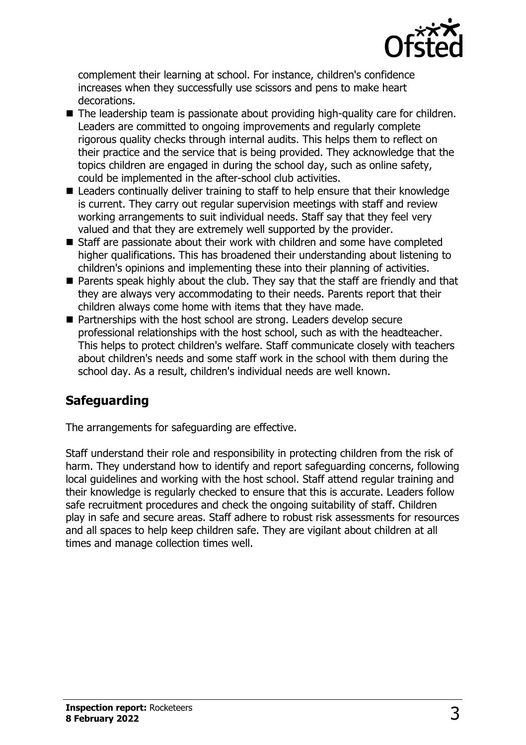complement their learning at school. For instance, children's confidence increases when they successfully use scissors and pens to make heart decorations.

- The leadership team is passionate about providing high-quality care for children. Leaders are committed to ongoing improvements and regularly complete rigorous quality checks through internal audits. This helps them to reflect on their practice and the service that is being provided. They acknowledge that the topics children are engaged in during the school day, such as online safety, could be implemented in the after-school club activities.
- Leaders continually deliver training to staff to help ensure that their knowledge is current. They carry out regular supervision meetings with staff and review working arrangements to suit individual needs. Staff say that they feel very valued and that they are extremely well supported by the provider.
- Staff are passionate about their work with children and some have completed higher qualifications. This has broadened their understanding about listening to children's opinions and implementing these into their planning of activities.
- Parents speak highly about the club. They say that the staff are friendly and that they are always very accommodating to their needs. Parents report that their children always come home with items that they have made.
- Partnerships with the host school are strong. Leaders develop secure professional relationships with the host school, such as with the headteacher. This helps to protect children's welfare. Staff communicate closely with teachers about children's needs and some staff work in the school with them during the school day. As a result, children's individual needs are well known.

## Safeguarding

The arrangements for safeguarding are effective.

Staff understand their role and responsibility in protecting children from the risk of harm. They understand how to identify and report safeguarding concerns, following local guidelines and working with the host school. Staff attend regular training and their knowledge is regularly checked to ensure that this is accurate. Leaders follow safe recruitment procedures and check the ongoing suitability of staff. Children play in safe and secure areas. Staff adhere to robust risk assessments for resources and all spaces to help keep children safe. They are vigilant about children at all times and manage collection times well.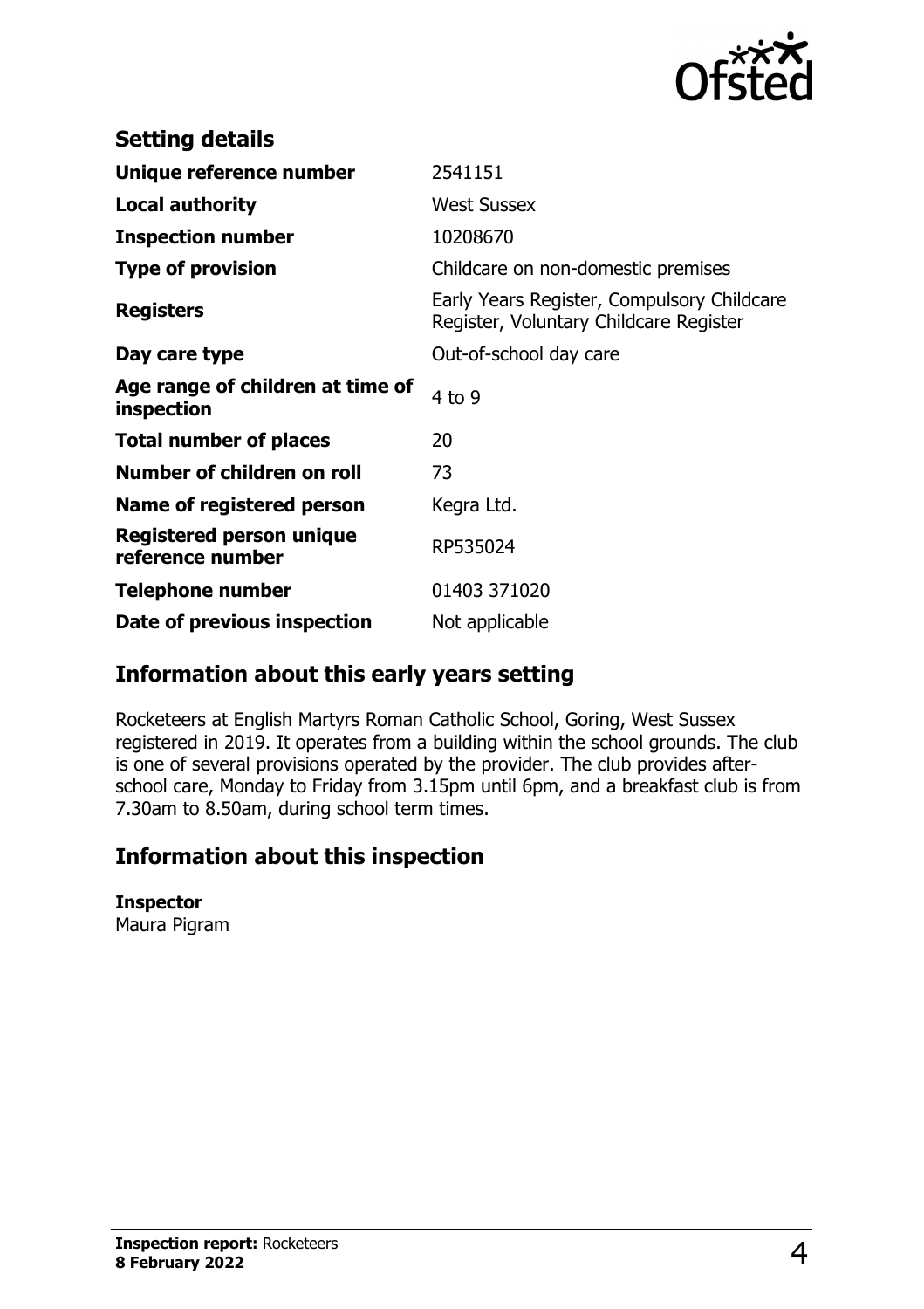## Setting details

| | |
|---|---|
| **Unique reference number** | 2541151 |
| **Local authority** | West Sussex |
| **Inspection number** | 10208670 |
| **Type of provision** | Childcare on non-domestic premises |
| **Registers** | Early Years Register, Compulsory Childcare Register, Voluntary Childcare Register |
| **Day care type** | Out-of-school day care |
| **Age range of children at time of inspection** | 4 to 9 |
| **Total number of places** | 20 |
| **Number of children on roll** | 73 |
| **Name of registered person** | Kegra Ltd. |
| **Registered person unique reference number** | RP535024 |
| **Telephone number** | 01403 371020 |
| **Date of previous inspection** | Not applicable |

## Information about this early years setting

Rocketeers at English Martyrs Roman Catholic School, Goring, West Sussex registered in 2019. It operates from a building within the school grounds. The club is one of several provisions operated by the provider. The club provides after-school care, Monday to Friday from 3.15pm until 6pm, and a breakfast club is from 7.30am to 8.50am, during school term times.

## Information about this inspection

**Inspector**
Maura Pigram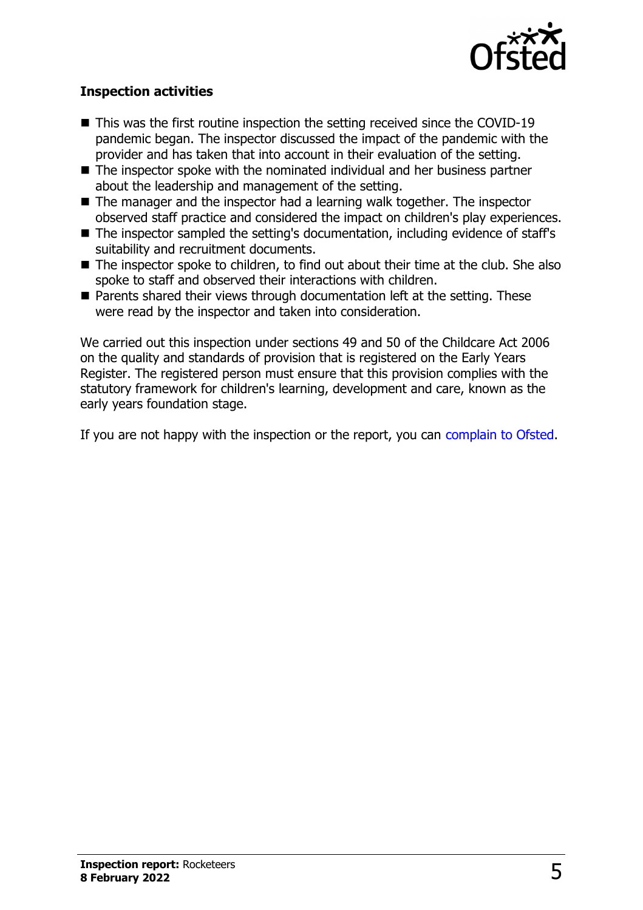### Inspection activities

- This was the first routine inspection the setting received since the COVID-19 pandemic began. The inspector discussed the impact of the pandemic with the provider and has taken that into account in their evaluation of the setting.
- The inspector spoke with the nominated individual and her business partner about the leadership and management of the setting.
- The manager and the inspector had a learning walk together. The inspector observed staff practice and considered the impact on children's play experiences.
- The inspector sampled the setting's documentation, including evidence of staff's suitability and recruitment documents.
- The inspector spoke to children, to find out about their time at the club. She also spoke to staff and observed their interactions with children.
- Parents shared their views through documentation left at the setting. These were read by the inspector and taken into consideration.

We carried out this inspection under sections 49 and 50 of the Childcare Act 2006 on the quality and standards of provision that is registered on the Early Years Register. The registered person must ensure that this provision complies with the statutory framework for children's learning, development and care, known as the early years foundation stage.

If you are not happy with the inspection or the report, you can complain to Ofsted.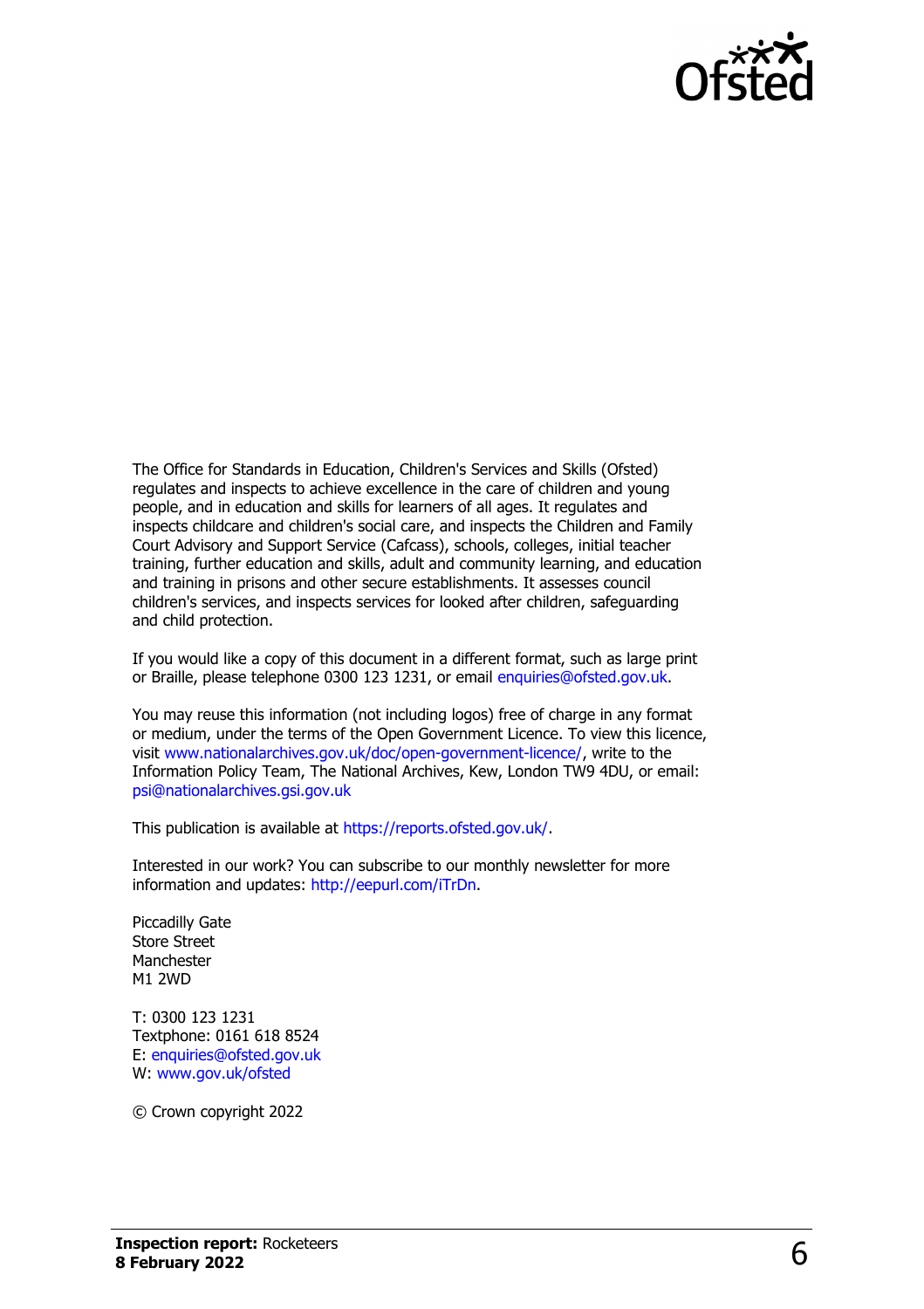The Office for Standards in Education, Children's Services and Skills (Ofsted) regulates and inspects to achieve excellence in the care of children and young people, and in education and skills for learners of all ages. It regulates and inspects childcare and children's social care, and inspects the Children and Family Court Advisory and Support Service (Cafcass), schools, colleges, initial teacher training, further education and skills, adult and community learning, and education and training in prisons and other secure establishments. It assesses council children's services, and inspects services for looked after children, safeguarding and child protection.

If you would like a copy of this document in a different format, such as large print or Braille, please telephone 0300 123 1231, or email enquiries@ofsted.gov.uk.

You may reuse this information (not including logos) free of charge in any format or medium, under the terms of the Open Government Licence. To view this licence, visit www.nationalarchives.gov.uk/doc/open-government-licence/, write to the Information Policy Team, The National Archives, Kew, London TW9 4DU, or email: psi@nationalarchives.gsi.gov.uk

This publication is available at https://reports.ofsted.gov.uk/.

Interested in our work? You can subscribe to our monthly newsletter for more information and updates: http://eepurl.com/iTrDn.

Piccadilly Gate
Store Street
Manchester
M1 2WD

T: 0300 123 1231
Textphone: 0161 618 8524
E: enquiries@ofsted.gov.uk
W: www.gov.uk/ofsted

© Crown copyright 2022